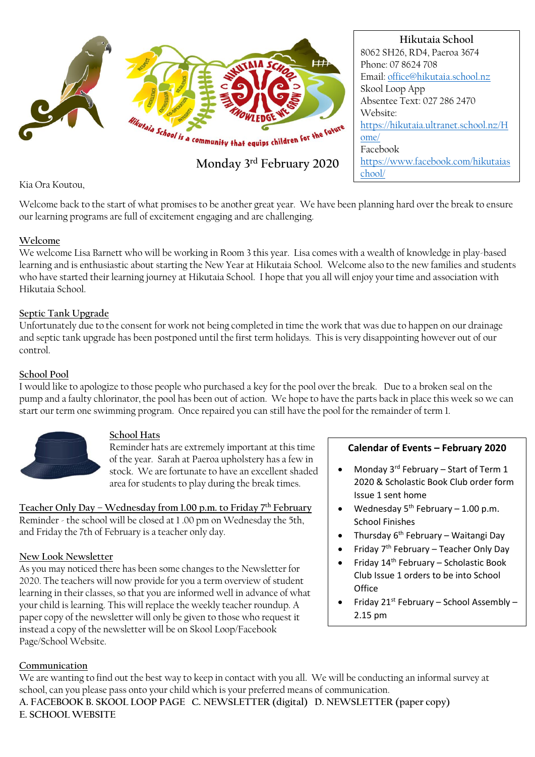**Hikutaia School**
8062 SH26, RD4, Paeroa 3674
Phone: 07 8624 708
Email: office@hikutaia.school.nz
Skool Loop App
Absentee Text: 027 286 2470
Website: https://hikutaia.ultranet.school.nz/Home/
Facebook https://www.facebook.com/hikutaiaschool/

Hikutaia School is a community that equips children for the future

# Monday 3rd February 2020

Kia Ora Koutou,

Welcome back to the start of what promises to be another great year. We have been planning hard over the break to ensure our learning programs are full of excitement engaging and are challenging.

## Welcome

We welcome Lisa Barnett who will be working in Room 3 this year. Lisa comes with a wealth of knowledge in play-based learning and is enthusiastic about starting the New Year at Hikutaia School. Welcome also to the new families and students who have started their learning journey at Hikutaia School. I hope that you all will enjoy your time and association with Hikutaia School.

## Septic Tank Upgrade

Unfortunately due to the consent for work not being completed in time the work that was due to happen on our drainage and septic tank upgrade has been postponed until the first term holidays. This is very disappointing however out of our control.

## School Pool

I would like to apologize to those people who purchased a key for the pool over the break. Due to a broken seal on the pump and a faulty chlorinator, the pool has been out of action. We hope to have the parts back in place this week so we can start our term one swimming program. Once repaired you can still have the pool for the remainder of term 1.

## School Hats

Reminder hats are extremely important at this time of the year. Sarah at Paeroa upholstery has a few in stock. We are fortunate to have an excellent shaded area for students to play during the break times.

## Teacher Only Day – Wednesday from 1.00 p.m. to Friday 7th February

Reminder - the school will be closed at 1 .00 pm on Wednesday the 5th, and Friday the 7th of February is a teacher only day.

## New Look Newsletter

As you may noticed there has been some changes to the Newsletter for 2020. The teachers will now provide for you a term overview of student learning in their classes, so that you are informed well in advance of what your child is learning. This will replace the weekly teacher roundup. A paper copy of the newsletter will only be given to those who request it instead a copy of the newsletter will be on Skool Loop/Facebook Page/School Website.

### Calendar of Events – February 2020

- Monday 3rd February – Start of Term 1 2020 & Scholastic Book Club order form Issue 1 sent home
- Wednesday 5th February – 1.00 p.m. School Finishes
- Thursday 6th February – Waitangi Day
- Friday 7th February – Teacher Only Day
- Friday 14th February – Scholastic Book Club Issue 1 orders to be into School Office
- Friday 21st February – School Assembly – 2.15 pm

## Communication

We are wanting to find out the best way to keep in contact with you all. We will be conducting an informal survey at school, can you please pass onto your child which is your preferred means of communication.

A. FACEBOOK B. SKOOL LOOP PAGE C. NEWSLETTER (digital) D. NEWSLETTER (paper copy)
E. SCHOOL WEBSITE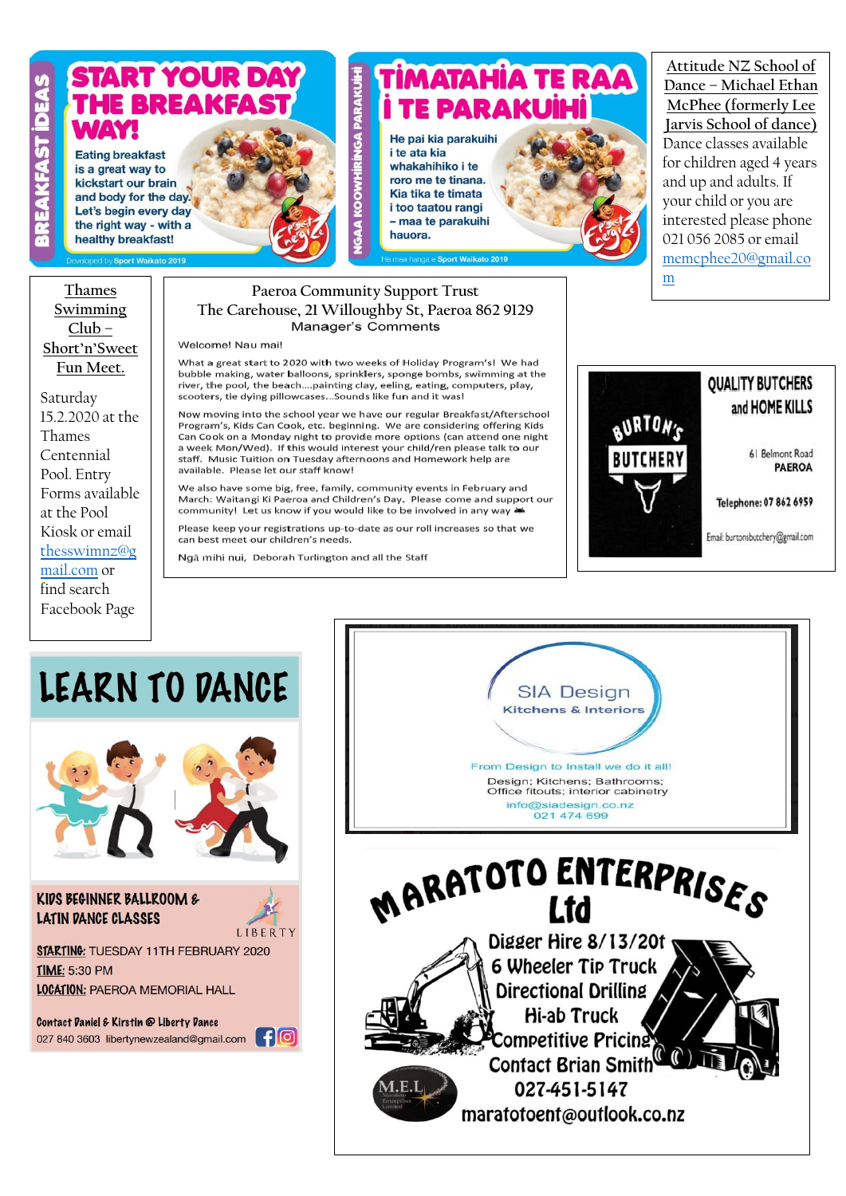## START YOUR DAY THE BREAKFAST WAY!

BREAKFAST IDEAS

Eating breakfast is a great way to kickstart our brain and body for the day. Let's begin every day the right way - with a healthy breakfast!

Developed by Sport Waikato 2019

## TĪMATAHIA TE RAA I TE PARAKUIHI

NGAA KOOWHIRINGA PARAKUIHI

He pai kia parakuihi i te ata kia whakahihiko i te roro me te tinana. Kia tika te timata i too taatou rangi – maa te parakuihi hauora.

He mea hanga e Sport Waikato 2019

**Attitude NZ School of Dance – Michael Ethan McPhee (formerly Lee Jarvis School of dance)**

Dance classes available for children aged 4 years and up and adults. If your child or you are interested please phone 021 056 2085 or email memcphee20@gmail.com

**Thames Swimming Club – Short'n'Sweet Fun Meet.**

Saturday 15.2.2020 at the Thames Centennial Pool. Entry Forms available at the Pool Kiosk or email thesswimnz@gmail.com or find search Facebook Page

Paeroa Community Support Trust
The Carehouse, 21 Willoughby St, Paeroa 862 9129
Manager's Comments

Welcome! Nau mai!

What a great start to 2020 with two weeks of Holiday Program's! We had bubble making, water balloons, sprinklers, sponge bombs, swimming at the river, the pool, the beach....painting clay, eeling, eating, computers, play, scooters, tie dying pillowcases...Sounds like fun and it was!

Now moving into the school year we have our regular Breakfast/Afterschool Program's, Kids Can Cook, etc. beginning. We are considering offering Kids Can Cook on a Monday night to provide more options (can attend one night a week Mon/Wed). If this would interest your child/ren please talk to our staff. Music Tuition on Tuesday afternoons and Homework help are available. Please let our staff know!

We also have some big, free, family, community events in February and March: Waitangi Ki Paeroa and Children's Day. Please come and support our community! Let us know if you would like to be involved in any way

Please keep your registrations up-to-date as our roll increases so that we can best meet our children's needs.

Ngā mihi nui, Deborah Turlington and all the Staff

BURTON'S BUTCHERY
QUALITY BUTCHERS and HOME KILLS
61 Belmont Road
PAEROA
Telephone: 07 862 6959
Email: burtonsbutchery@gmail.com

## LEARN TO DANCE

KIDS BEGINNER BALLROOM & LATIN DANCE CLASSES

LIBERTY

**STARTING:** TUESDAY 11TH FEBRUARY 2020
**TIME:** 5:30 PM
**LOCATION:** PAEROA MEMORIAL HALL

Contact Daniel & Kirstin @ Liberty Dance
027 840 3603 libertynewzealand@gmail.com

SIA Design
Kitchens & Interiors
From Design to Install we do it all!
Design; Kitchens; Bathrooms; Office fitouts; interior cabinetry
info@siadesign.co.nz
021 474 699

## MARATOTO ENTERPRISES Ltd

Digger Hire 8/13/20t
6 Wheeler Tip Truck
Directional Drilling
Hi-ab Truck
Competitive Pricing
Contact Brian Smith
027-451-5147
maratotoent@outlook.co.nz

M.E.L Maratoto Enterprises Limited